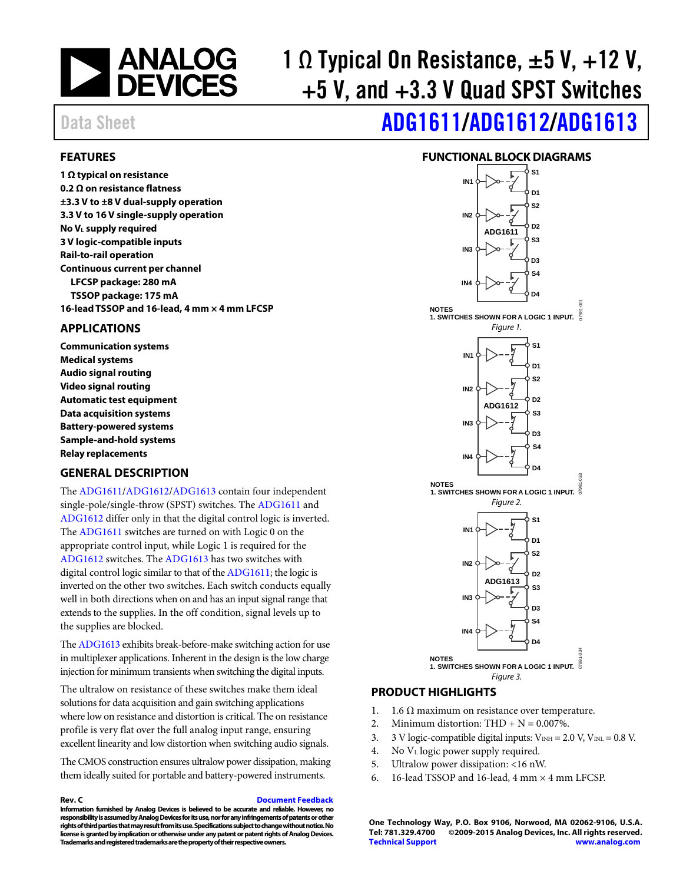# 1 Ω Typical On Resistance, ±5 V, +12 V, +5 V, and +3.3 V Quad SPST Switches

Data Sheet

# ADG1611/ADG1612/ADG1613

## FEATURES

**1 Ω typical on resistance**
**0.2 Ω on resistance flatness**
**±3.3 V to ±8 V dual-supply operation**
**3.3 V to 16 V single-supply operation**
**No $V_L$ supply required**
**3 V logic-compatible inputs**
**Rail-to-rail operation**
**Continuous current per channel**
  **LFCSP package: 280 mA**
  **TSSOP package: 175 mA**
**16-lead TSSOP and 16-lead, 4 mm × 4 mm LFCSP**

## APPLICATIONS

**Communication systems**
**Medical systems**
**Audio signal routing**
**Video signal routing**
**Automatic test equipment**
**Data acquisition systems**
**Battery-powered systems**
**Sample-and-hold systems**
**Relay replacements**

## GENERAL DESCRIPTION

The ADG1611/ADG1612/ADG1613 contain four independent single-pole/single-throw (SPST) switches. The ADG1611 and ADG1612 differ only in that the digital control logic is inverted. The ADG1611 switches are turned on with Logic 0 on the appropriate control input, while Logic 1 is required for the ADG1612 switches. The ADG1613 has two switches with digital control logic similar to that of the ADG1611; the logic is inverted on the other two switches. Each switch conducts equally well in both directions when on and has an input signal range that extends to the supplies. In the off condition, signal levels up to the supplies are blocked.

The ADG1613 exhibits break-before-make switching action for use in multiplexer applications. Inherent in the design is the low charge injection for minimum transients when switching the digital inputs.

The ultralow on resistance of these switches make them ideal solutions for data acquisition and gain switching applications where low on resistance and distortion is critical. The on resistance profile is very flat over the full analog input range, ensuring excellent linearity and low distortion when switching audio signals.

The CMOS construction ensures ultralow power dissipation, making them ideally suited for portable and battery-powered instruments.

## FUNCTIONAL BLOCK DIAGRAMS

NOTES
1. SWITCHES SHOWN FOR A LOGIC 1 INPUT.

*Figure 1.*

NOTES
1. SWITCHES SHOWN FOR A LOGIC 1 INPUT.

*Figure 2.*

NOTES
1. SWITCHES SHOWN FOR A LOGIC 1 INPUT.

*Figure 3.*

## PRODUCT HIGHLIGHTS

1. 1.6 Ω maximum on resistance over temperature.
2. Minimum distortion: THD + N = 0.007%.
3. 3 V logic-compatible digital inputs: $V_{INH}$ = 2.0 V, $V_{INL}$ = 0.8 V.
4. No $V_L$ logic power supply required.
5. Ultralow power dissipation: <16 nW.
6. 16-lead TSSOP and 16-lead, 4 mm × 4 mm LFCSP.

**Rev. C** Document Feedback

**Information furnished by Analog Devices is believed to be accurate and reliable. However, no responsibility is assumed by Analog Devices for its use, nor for any infringements of patents or other rights of third parties that may result from its use. Specifications subject to change without notice. No license is granted by implication or otherwise under any patent or patent rights of Analog Devices. Trademarks and registered trademarks are the property of their respective owners.**

**One Technology Way, P.O. Box 9106, Norwood, MA 02062-9106, U.S.A.**
**Tel: 781.329.4700 ©2009-2015 Analog Devices, Inc. All rights reserved.**
**Technical Support www.analog.com**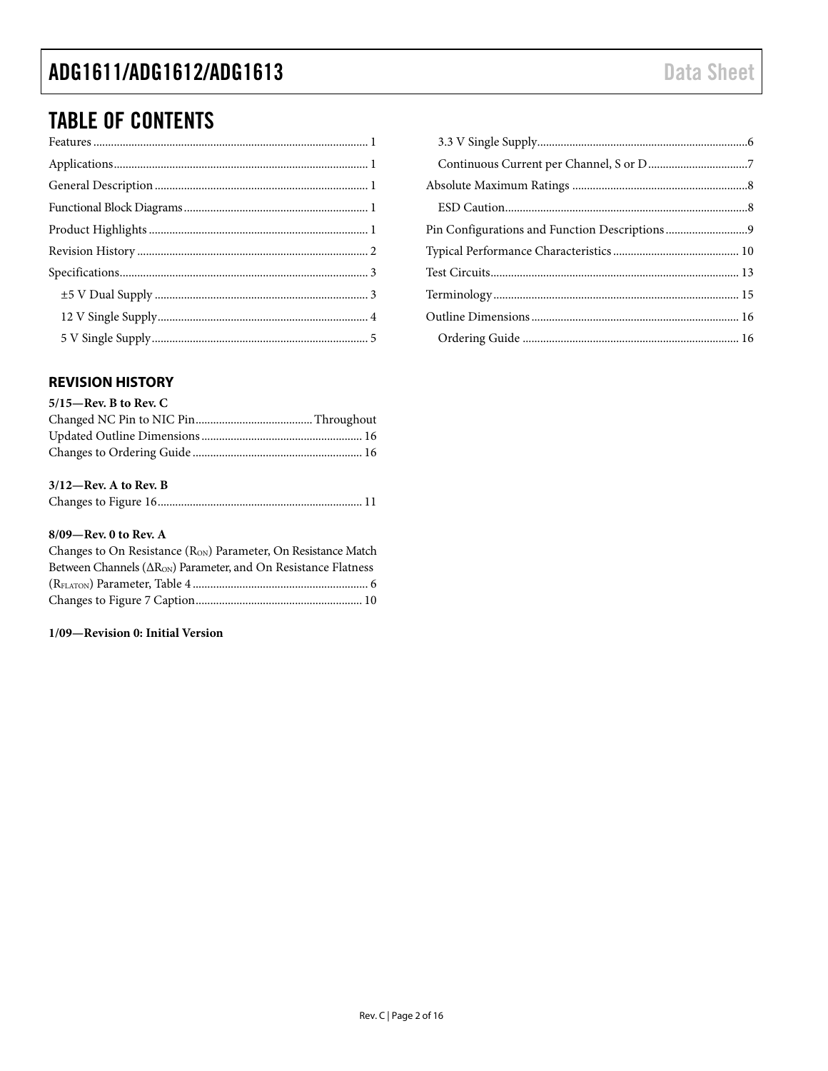## TABLE OF CONTENTS

Features ... 1
Applications ... 1
General Description ... 1
Functional Block Diagrams ... 1
Product Highlights ... 1
Revision History ... 2
Specifications ... 3
  ±5 V Dual Supply ... 3
  12 V Single Supply ... 4
  5 V Single Supply ... 5
  3.3 V Single Supply ... 6
  Continuous Current per Channel, S or D ... 7
Absolute Maximum Ratings ... 8
  ESD Caution ... 8
Pin Configurations and Function Descriptions ... 9
Typical Performance Characteristics ... 10
Test Circuits ... 13
Terminology ... 15
Outline Dimensions ... 16
  Ordering Guide ... 16

### REVISION HISTORY

**5/15—Rev. B to Rev. C**

Changed NC Pin to NIC Pin ... Throughout
Updated Outline Dimensions ... 16
Changes to Ordering Guide ... 16

**3/12—Rev. A to Rev. B**

Changes to Figure 16 ... 11

**8/09—Rev. 0 to Rev. A**

Changes to On Resistance ($R_{ON}$) Parameter, On Resistance Match Between Channels ($\Delta R_{ON}$) Parameter, and On Resistance Flatness ($R_{FLATON}$) Parameter, Table 4 ... 6
Changes to Figure 7 Caption ... 10

**1/09—Revision 0: Initial Version**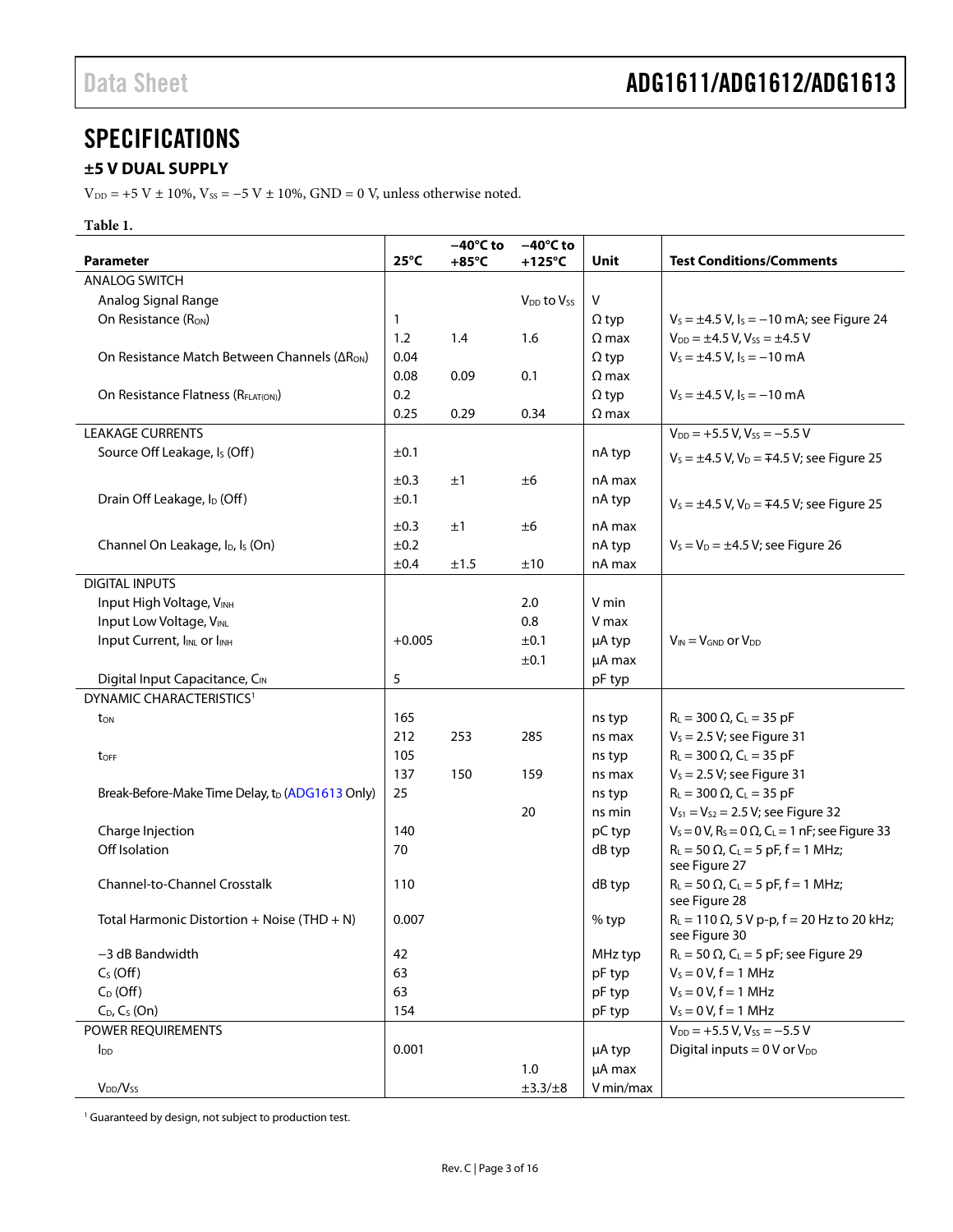# SPECIFICATIONS

## ±5 V DUAL SUPPLY

$V_{DD}$ = +5 V ± 10%, $V_{SS}$ = −5 V ± 10%, GND = 0 V, unless otherwise noted.

**Table 1.**

| Parameter | 25°C | −40°C to +85°C | −40°C to +125°C | Unit | Test Conditions/Comments |
|---|---|---|---|---|---|
| ANALOG SWITCH | | | | | |
| Analog Signal Range | | | $V_{DD}$ to $V_{SS}$ | V | |
| On Resistance ($R_{ON}$) | 1 | | | Ω typ | $V_S$ = ±4.5 V, $I_S$ = −10 mA; see Figure 24 |
| | 1.2 | 1.4 | 1.6 | Ω max | $V_{DD}$ = ±4.5 V, $V_{SS}$ = ±4.5 V |
| On Resistance Match Between Channels ($\Delta R_{ON}$) | 0.04 | | | Ω typ | $V_S$ = ±4.5 V, $I_S$ = −10 mA |
| | 0.08 | 0.09 | 0.1 | Ω max | |
| On Resistance Flatness ($R_{FLAT(ON)}$) | 0.2 | | | Ω typ | $V_S$ = ±4.5 V, $I_S$ = −10 mA |
| | 0.25 | 0.29 | 0.34 | Ω max | |
| LEAKAGE CURRENTS | | | | | $V_{DD}$ = +5.5 V, $V_{SS}$ = −5.5 V |
| Source Off Leakage, $I_S$ (Off) | ±0.1 | | | nA typ | $V_S$ = ±4.5 V, $V_D$ = ∓4.5 V; see Figure 25 |
| | ±0.3 | ±1 | ±6 | nA max | |
| Drain Off Leakage, $I_D$ (Off) | ±0.1 | | | nA typ | $V_S$ = ±4.5 V, $V_D$ = ∓4.5 V; see Figure 25 |
| | ±0.3 | ±1 | ±6 | nA max | |
| Channel On Leakage, $I_D$, $I_S$ (On) | ±0.2 | | | nA typ | $V_S$ = $V_D$ = ±4.5 V; see Figure 26 |
| | ±0.4 | ±1.5 | ±10 | nA max | |
| DIGITAL INPUTS | | | | | |
| Input High Voltage, $V_{INH}$ | | | 2.0 | V min | |
| Input Low Voltage, $V_{INL}$ | | | 0.8 | V max | |
| Input Current, $I_{INL}$ or $I_{INH}$ | +0.005 | | ±0.1 | µA typ | $V_{IN}$ = $V_{GND}$ or $V_{DD}$ |
| | | | ±0.1 | µA max | |
| Digital Input Capacitance, $C_{IN}$ | 5 | | | pF typ | |
| DYNAMIC CHARACTERISTICS[1] | | | | | |
| $t_{ON}$ | 165 | | | ns typ | $R_L$ = 300 Ω, $C_L$ = 35 pF |
| | 212 | 253 | 285 | ns max | $V_S$ = 2.5 V; see Figure 31 |
| $t_{OFF}$ | 105 | | | ns typ | $R_L$ = 300 Ω, $C_L$ = 35 pF |
| | 137 | 150 | 159 | ns max | $V_S$ = 2.5 V; see Figure 31 |
| Break-Before-Make Time Delay, $t_D$ (ADG1613 Only) | 25 | | | ns typ | $R_L$ = 300 Ω, $C_L$ = 35 pF |
| | | | 20 | ns min | $V_{S1}$ = $V_{S2}$ = 2.5 V; see Figure 32 |
| Charge Injection | 140 | | | pC typ | $V_S$ = 0 V, $R_S$ = 0 Ω, $C_L$ = 1 nF; see Figure 33 |
| Off Isolation | 70 | | | dB typ | $R_L$ = 50 Ω, $C_L$ = 5 pF, f = 1 MHz; see Figure 27 |
| Channel-to-Channel Crosstalk | 110 | | | dB typ | $R_L$ = 50 Ω, $C_L$ = 5 pF, f = 1 MHz; see Figure 28 |
| Total Harmonic Distortion + Noise (THD + N) | 0.007 | | | % typ | $R_L$ = 110 Ω, 5 V p-p, f = 20 Hz to 20 kHz; see Figure 30 |
| −3 dB Bandwidth | 42 | | | MHz typ | $R_L$ = 50 Ω, $C_L$ = 5 pF; see Figure 29 |
| $C_S$ (Off) | 63 | | | pF typ | $V_S$ = 0 V, f = 1 MHz |
| $C_D$ (Off) | 63 | | | pF typ | $V_S$ = 0 V, f = 1 MHz |
| $C_D$, $C_S$ (On) | 154 | | | pF typ | $V_S$ = 0 V, f = 1 MHz |
| POWER REQUIREMENTS | | | | | $V_{DD}$ = +5.5 V, $V_{SS}$ = −5.5 V |
| $I_{DD}$ | 0.001 | | | µA typ | Digital inputs = 0 V or $V_{DD}$ |
| | | | 1.0 | µA max | |
| $V_{DD}/V_{SS}$ | | | ±3.3/±8 | V min/max | |

[1] Guaranteed by design, not subject to production test.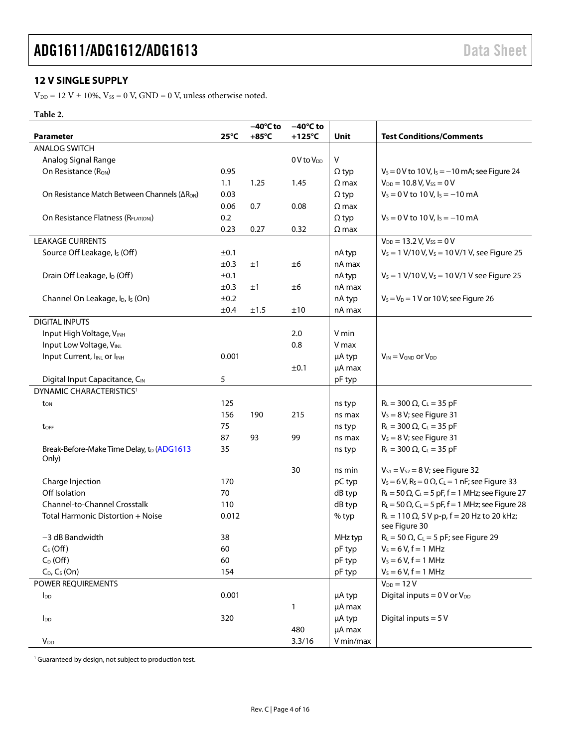## 12 V SINGLE SUPPLY

$V_{DD}$ = 12 V ± 10%, $V_{SS}$ = 0 V, GND = 0 V, unless otherwise noted.

**Table 2.**

| Parameter | 25°C | −40°C to +85°C | −40°C to +125°C | Unit | Test Conditions/Comments |
|---|---|---|---|---|---|
| ANALOG SWITCH | | | | | |
| Analog Signal Range | | | 0 V to $V_{DD}$ | V | |
| On Resistance ($R_{ON}$) | 0.95 | | | Ω typ | $V_S$ = 0 V to 10 V, $I_S$ = −10 mA; see Figure 24 |
| | 1.1 | 1.25 | 1.45 | Ω max | $V_{DD}$ = 10.8 V, $V_{SS}$ = 0 V |
| On Resistance Match Between Channels ($\Delta R_{ON}$) | 0.03 | | | Ω typ | $V_S$ = 0 V to 10 V, $I_S$ = −10 mA |
| | 0.06 | 0.7 | 0.08 | Ω max | |
| On Resistance Flatness ($R_{FLAT(ON)}$) | 0.2 | | | Ω typ | $V_S$ = 0 V to 10 V, $I_S$ = −10 mA |
| | 0.23 | 0.27 | 0.32 | Ω max | |
| LEAKAGE CURRENTS | | | | | $V_{DD}$ = 13.2 V, $V_{SS}$ = 0 V |
| Source Off Leakage, $I_S$ (Off) | ±0.1 | | | nA typ | $V_S$ = 1 V/10 V, $V_S$ = 10 V/1 V, see Figure 25 |
| | ±0.3 | ±1 | ±6 | nA max | |
| Drain Off Leakage, $I_D$ (Off) | ±0.1 | | | nA typ | $V_S$ = 1 V/10 V, $V_S$ = 10 V/1 V see Figure 25 |
| | ±0.3 | ±1 | ±6 | nA max | |
| Channel On Leakage, $I_D$, $I_S$ (On) | ±0.2 | | | nA typ | $V_S$ = $V_D$ = 1 V or 10 V; see Figure 26 |
| | ±0.4 | ±1.5 | ±10 | nA max | |
| DIGITAL INPUTS | | | | | |
| Input High Voltage, $V_{INH}$ | | | 2.0 | V min | |
| Input Low Voltage, $V_{INL}$ | | | 0.8 | V max | |
| Input Current, $I_{INL}$ or $I_{INH}$ | 0.001 | | | µA typ | $V_{IN}$ = $V_{GND}$ or $V_{DD}$ |
| | | | ±0.1 | µA max | |
| Digital Input Capacitance, $C_{IN}$ | 5 | | | pF typ | |
| DYNAMIC CHARACTERISTICS[1] | | | | | |
| $t_{ON}$ | 125 | | | ns typ | $R_L$ = 300 Ω, $C_L$ = 35 pF |
| | 156 | 190 | 215 | ns max | $V_S$ = 8 V; see Figure 31 |
| $t_{OFF}$ | 75 | | | ns typ | $R_L$ = 300 Ω, $C_L$ = 35 pF |
| | 87 | 93 | 99 | ns max | $V_S$ = 8 V; see Figure 31 |
| Break-Before-Make Time Delay, $t_D$ (ADG1613 Only) | 35 | | | ns typ | $R_L$ = 300 Ω, $C_L$ = 35 pF |
| | | | 30 | ns min | $V_{S1}$ = $V_{S2}$ = 8 V; see Figure 32 |
| Charge Injection | 170 | | | pC typ | $V_S$ = 6 V, $R_S$ = 0 Ω, $C_L$ = 1 nF; see Figure 33 |
| Off Isolation | 70 | | | dB typ | $R_L$ = 50 Ω, $C_L$ = 5 pF, f = 1 MHz; see Figure 27 |
| Channel-to-Channel Crosstalk | 110 | | | dB typ | $R_L$ = 50 Ω, $C_L$ = 5 pF, f = 1 MHz; see Figure 28 |
| Total Harmonic Distortion + Noise | 0.012 | | | % typ | $R_L$ = 110 Ω, 5 V p-p, f = 20 Hz to 20 kHz; see Figure 30 |
| −3 dB Bandwidth | 38 | | | MHz typ | $R_L$ = 50 Ω, $C_L$ = 5 pF; see Figure 29 |
| $C_S$ (Off) | 60 | | | pF typ | $V_S$ = 6 V, f = 1 MHz |
| $C_D$ (Off) | 60 | | | pF typ | $V_S$ = 6 V, f = 1 MHz |
| $C_D$, $C_S$ (On) | 154 | | | pF typ | $V_S$ = 6 V, f = 1 MHz |
| POWER REQUIREMENTS | | | | | $V_{DD}$ = 12 V |
| $I_{DD}$ | 0.001 | | | µA typ | Digital inputs = 0 V or $V_{DD}$ |
| | | | 1 | µA max | |
| $I_{DD}$ | 320 | | | µA typ | Digital inputs = 5 V |
| | | | 480 | µA max | |
| $V_{DD}$ | | | 3.3/16 | V min/max | |

[1] Guaranteed by design, not subject to production test.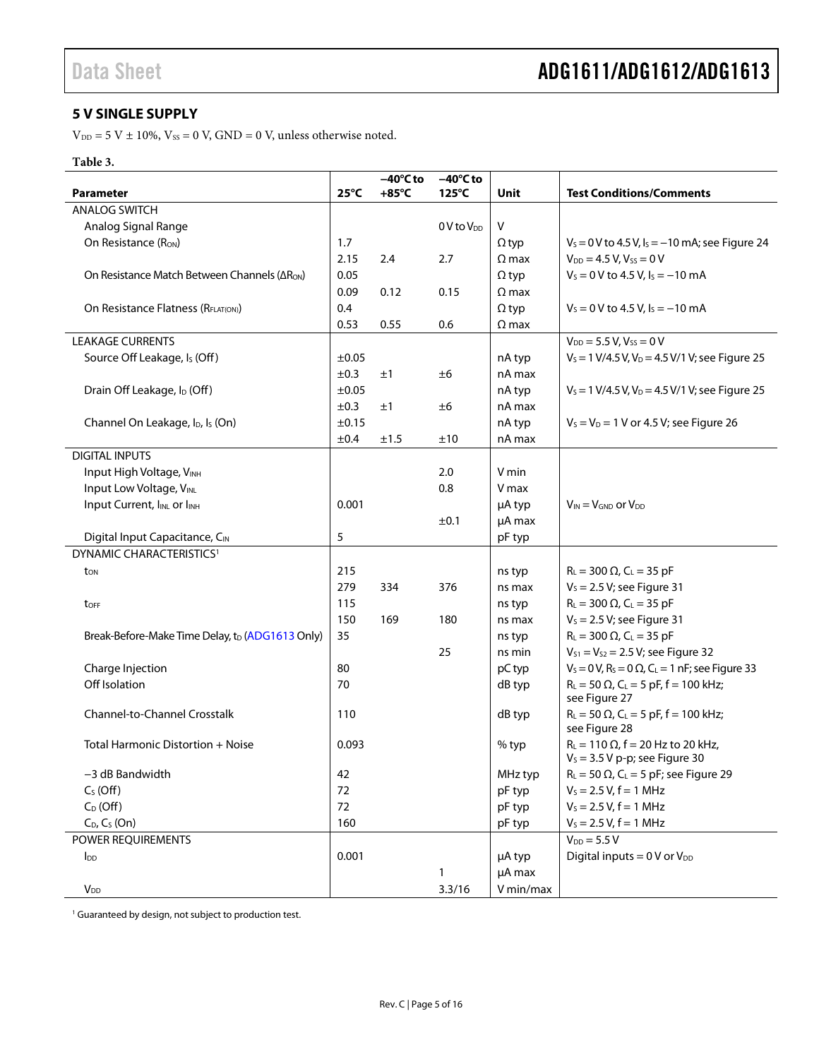## 5 V SINGLE SUPPLY

$V_{DD}$ = 5 V ± 10%, $V_{SS}$ = 0 V, GND = 0 V, unless otherwise noted.

**Table 3.**

| Parameter | 25°C | −40°C to +85°C | −40°C to 125°C | Unit | Test Conditions/Comments |
|---|---|---|---|---|---|
| ANALOG SWITCH | | | | | |
| Analog Signal Range | | | 0 V to $V_{DD}$ | V | |
| On Resistance ($R_{ON}$) | 1.7 | | | Ω typ | $V_S$ = 0 V to 4.5 V, $I_S$ = −10 mA; see Figure 24 |
| | 2.15 | 2.4 | 2.7 | Ω max | $V_{DD}$ = 4.5 V, $V_{SS}$ = 0 V |
| On Resistance Match Between Channels ($\Delta R_{ON}$) | 0.05 | | | Ω typ | $V_S$ = 0 V to 4.5 V, $I_S$ = −10 mA |
| | 0.09 | 0.12 | 0.15 | Ω max | |
| On Resistance Flatness ($R_{FLAT(ON)}$) | 0.4 | | | Ω typ | $V_S$ = 0 V to 4.5 V, $I_S$ = −10 mA |
| | 0.53 | 0.55 | 0.6 | Ω max | |
| LEAKAGE CURRENTS | | | | | $V_{DD}$ = 5.5 V, $V_{SS}$ = 0 V |
| Source Off Leakage, $I_S$ (Off) | ±0.05 | | | nA typ | $V_S$ = 1 V/4.5 V, $V_D$ = 4.5 V/1 V; see Figure 25 |
| | ±0.3 | ±1 | ±6 | nA max | |
| Drain Off Leakage, $I_D$ (Off) | ±0.05 | | | nA typ | $V_S$ = 1 V/4.5 V, $V_D$ = 4.5 V/1 V; see Figure 25 |
| | ±0.3 | ±1 | ±6 | nA max | |
| Channel On Leakage, $I_D$, $I_S$ (On) | ±0.15 | | | nA typ | $V_S$ = $V_D$ = 1 V or 4.5 V; see Figure 26 |
| | ±0.4 | ±1.5 | ±10 | nA max | |
| DIGITAL INPUTS | | | | | |
| Input High Voltage, $V_{INH}$ | | | 2.0 | V min | |
| Input Low Voltage, $V_{INL}$ | | | 0.8 | V max | |
| Input Current, $I_{INL}$ or $I_{INH}$ | 0.001 | | | µA typ | $V_{IN}$ = $V_{GND}$ or $V_{DD}$ |
| | | | ±0.1 | µA max | |
| Digital Input Capacitance, $C_{IN}$ | 5 | | | pF typ | |
| DYNAMIC CHARACTERISTICS[1] | | | | | |
| $t_{ON}$ | 215 | | | ns typ | $R_L$ = 300 Ω, $C_L$ = 35 pF |
| | 279 | 334 | 376 | ns max | $V_S$ = 2.5 V; see Figure 31 |
| $t_{OFF}$ | 115 | | | ns typ | $R_L$ = 300 Ω, $C_L$ = 35 pF |
| | 150 | 169 | 180 | ns max | $V_S$ = 2.5 V; see Figure 31 |
| Break-Before-Make Time Delay, $t_D$ (ADG1613 Only) | 35 | | | ns typ | $R_L$ = 300 Ω, $C_L$ = 35 pF |
| | | | 25 | ns min | $V_{S1}$ = $V_{S2}$ = 2.5 V; see Figure 32 |
| Charge Injection | 80 | | | pC typ | $V_S$ = 0 V, $R_S$ = 0 Ω, $C_L$ = 1 nF; see Figure 33 |
| Off Isolation | 70 | | | dB typ | $R_L$ = 50 Ω, $C_L$ = 5 pF, f = 100 kHz; see Figure 27 |
| Channel-to-Channel Crosstalk | 110 | | | dB typ | $R_L$ = 50 Ω, $C_L$ = 5 pF, f = 100 kHz; see Figure 28 |
| Total Harmonic Distortion + Noise | 0.093 | | | % typ | $R_L$ = 110 Ω, f = 20 Hz to 20 kHz, $V_S$ = 3.5 V p-p; see Figure 30 |
| −3 dB Bandwidth | 42 | | | MHz typ | $R_L$ = 50 Ω, $C_L$ = 5 pF; see Figure 29 |
| $C_S$ (Off) | 72 | | | pF typ | $V_S$ = 2.5 V, f = 1 MHz |
| $C_D$ (Off) | 72 | | | pF typ | $V_S$ = 2.5 V, f = 1 MHz |
| $C_D$, $C_S$ (On) | 160 | | | pF typ | $V_S$ = 2.5 V, f = 1 MHz |
| POWER REQUIREMENTS | | | | | $V_{DD}$ = 5.5 V |
| $I_{DD}$ | 0.001 | | | µA typ | Digital inputs = 0 V or $V_{DD}$ |
| | | | 1 | µA max | |
| $V_{DD}$ | | | 3.3/16 | V min/max | |

[1] Guaranteed by design, not subject to production test.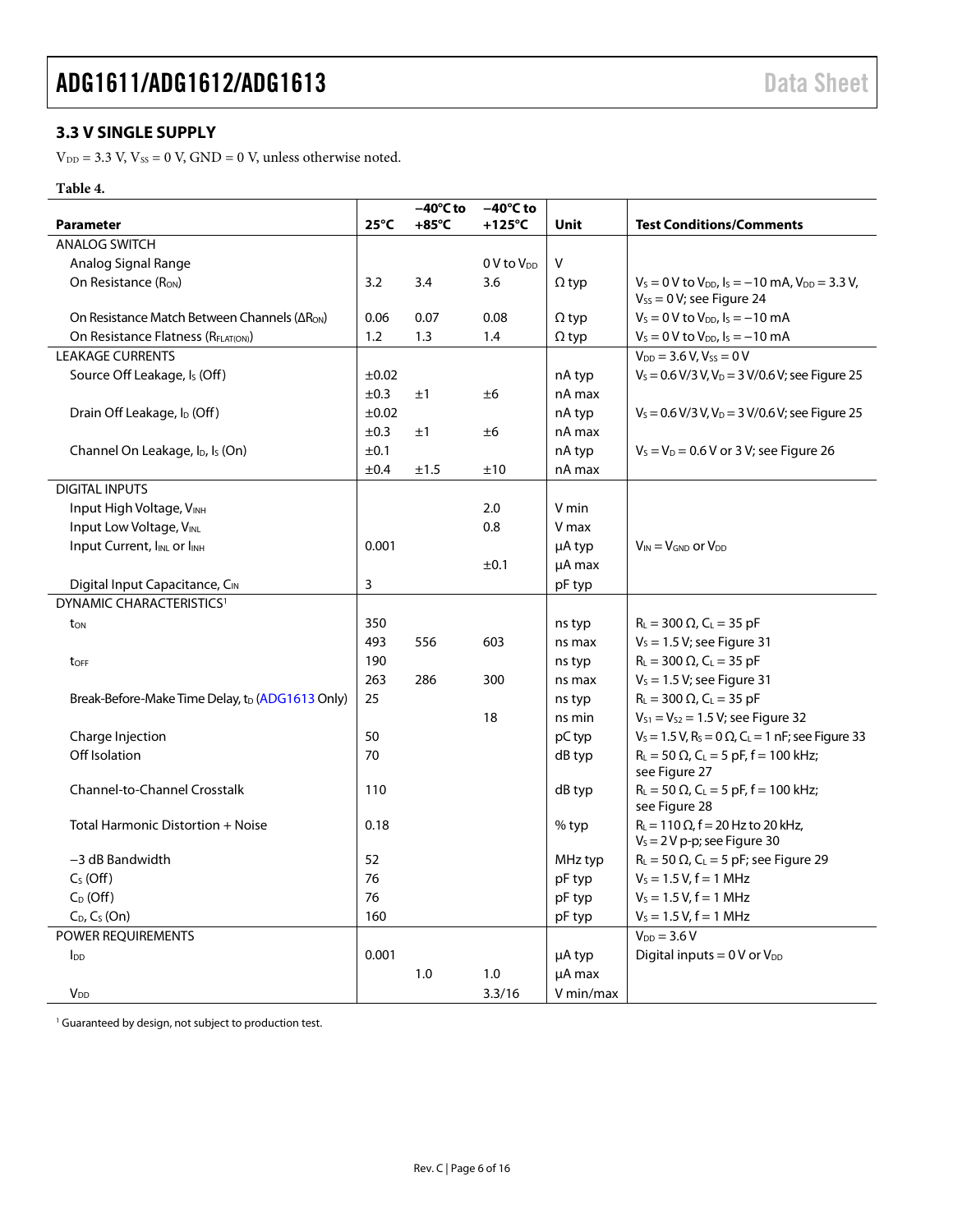## 3.3 V SINGLE SUPPLY

$V_{DD}$ = 3.3 V, $V_{SS}$ = 0 V, GND = 0 V, unless otherwise noted.

**Table 4.**

| Parameter | 25°C | −40°C to +85°C | −40°C to +125°C | Unit | Test Conditions/Comments |
|---|---|---|---|---|---|
| ANALOG SWITCH | | | | | |
| Analog Signal Range | | | 0 V to $V_{DD}$ | V | |
| On Resistance ($R_{ON}$) | 3.2 | 3.4 | 3.6 | Ω typ | $V_S$ = 0 V to $V_{DD}$, $I_S$ = −10 mA, $V_{DD}$ = 3.3 V, $V_{SS}$ = 0 V; see Figure 24 |
| On Resistance Match Between Channels ($\Delta R_{ON}$) | 0.06 | 0.07 | 0.08 | Ω typ | $V_S$ = 0 V to $V_{DD}$, $I_S$ = −10 mA |
| On Resistance Flatness ($R_{FLAT(ON)}$) | 1.2 | 1.3 | 1.4 | Ω typ | $V_S$ = 0 V to $V_{DD}$, $I_S$ = −10 mA |
| LEAKAGE CURRENTS | | | | | $V_{DD}$ = 3.6 V, $V_{SS}$ = 0 V |
| Source Off Leakage, $I_S$ (Off) | ±0.02 | | | nA typ | $V_S$ = 0.6 V/3 V, $V_D$ = 3 V/0.6 V; see Figure 25 |
| | ±0.3 | ±1 | ±6 | nA max | |
| Drain Off Leakage, $I_D$ (Off) | ±0.02 | | | nA typ | $V_S$ = 0.6 V/3 V, $V_D$ = 3 V/0.6 V; see Figure 25 |
| | ±0.3 | ±1 | ±6 | nA max | |
| Channel On Leakage, $I_D$, $I_S$ (On) | ±0.1 | | | nA typ | $V_S$ = $V_D$ = 0.6 V or 3 V; see Figure 26 |
| | ±0.4 | ±1.5 | ±10 | nA max | |
| DIGITAL INPUTS | | | | | |
| Input High Voltage, $V_{INH}$ | | | 2.0 | V min | |
| Input Low Voltage, $V_{INL}$ | | | 0.8 | V max | |
| Input Current, $I_{INL}$ or $I_{INH}$ | 0.001 | | | µA typ | $V_{IN}$ = $V_{GND}$ or $V_{DD}$ |
| | | | ±0.1 | µA max | |
| Digital Input Capacitance, $C_{IN}$ | 3 | | | pF typ | |
| DYNAMIC CHARACTERISTICS[1] | | | | | |
| $t_{ON}$ | 350 | | | ns typ | $R_L$ = 300 Ω, $C_L$ = 35 pF |
| | 493 | 556 | 603 | ns max | $V_S$ = 1.5 V; see Figure 31 |
| $t_{OFF}$ | 190 | | | ns typ | $R_L$ = 300 Ω, $C_L$ = 35 pF |
| | 263 | 286 | 300 | ns max | $V_S$ = 1.5 V; see Figure 31 |
| Break-Before-Make Time Delay, $t_D$ (ADG1613 Only) | 25 | | | ns typ | $R_L$ = 300 Ω, $C_L$ = 35 pF |
| | | | 18 | ns min | $V_{S1}$ = $V_{S2}$ = 1.5 V; see Figure 32 |
| Charge Injection | 50 | | | pC typ | $V_S$ = 1.5 V, $R_S$ = 0 Ω, $C_L$ = 1 nF; see Figure 33 |
| Off Isolation | 70 | | | dB typ | $R_L$ = 50 Ω, $C_L$ = 5 pF, f = 100 kHz; see Figure 27 |
| Channel-to-Channel Crosstalk | 110 | | | dB typ | $R_L$ = 50 Ω, $C_L$ = 5 pF, f = 100 kHz; see Figure 28 |
| Total Harmonic Distortion + Noise | 0.18 | | | % typ | $R_L$ = 110 Ω, f = 20 Hz to 20 kHz, $V_S$ = 2 V p-p; see Figure 30 |
| −3 dB Bandwidth | 52 | | | MHz typ | $R_L$ = 50 Ω, $C_L$ = 5 pF; see Figure 29 |
| $C_S$ (Off) | 76 | | | pF typ | $V_S$ = 1.5 V, f = 1 MHz |
| $C_D$ (Off) | 76 | | | pF typ | $V_S$ = 1.5 V, f = 1 MHz |
| $C_D$, $C_S$ (On) | 160 | | | pF typ | $V_S$ = 1.5 V, f = 1 MHz |
| POWER REQUIREMENTS | | | | | $V_{DD}$ = 3.6 V |
| $I_{DD}$ | 0.001 | | | µA typ | Digital inputs = 0 V or $V_{DD}$ |
| | | 1.0 | 1.0 | µA max | |
| $V_{DD}$ | | | 3.3/16 | V min/max | |

[1] Guaranteed by design, not subject to production test.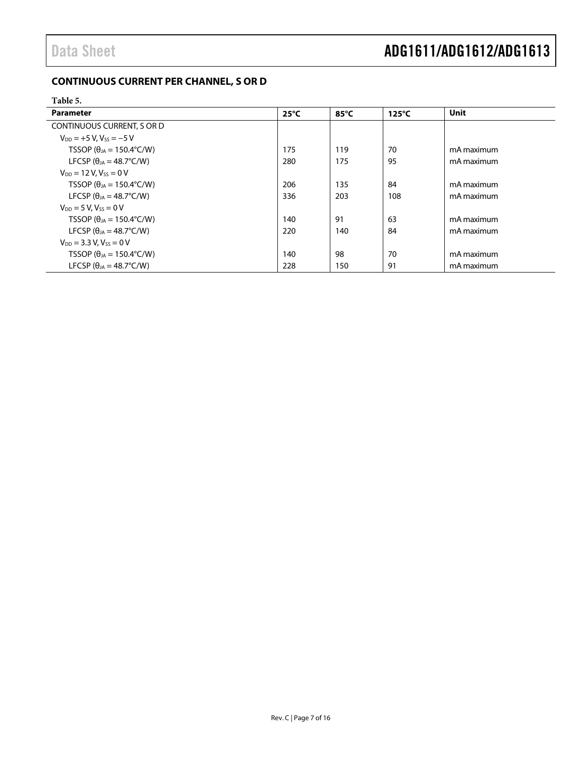## CONTINUOUS CURRENT PER CHANNEL, S OR D

Table 5.

| Parameter | 25°C | 85°C | 125°C | Unit |
|---|---|---|---|---|
| CONTINUOUS CURRENT, S OR D | | | | |
| $V_{DD}$ = +5 V, $V_{SS}$ = −5 V | | | | |
| TSSOP ($\theta_{JA}$ = 150.4°C/W) | 175 | 119 | 70 | mA maximum |
| LFCSP ($\theta_{JA}$ = 48.7°C/W) | 280 | 175 | 95 | mA maximum |
| $V_{DD}$ = 12 V, $V_{SS}$ = 0 V | | | | |
| TSSOP ($\theta_{JA}$ = 150.4°C/W) | 206 | 135 | 84 | mA maximum |
| LFCSP ($\theta_{JA}$ = 48.7°C/W) | 336 | 203 | 108 | mA maximum |
| $V_{DD}$ = 5 V, $V_{SS}$ = 0 V | | | | |
| TSSOP ($\theta_{JA}$ = 150.4°C/W) | 140 | 91 | 63 | mA maximum |
| LFCSP ($\theta_{JA}$ = 48.7°C/W) | 220 | 140 | 84 | mA maximum |
| $V_{DD}$ = 3.3 V, $V_{SS}$ = 0 V | | | | |
| TSSOP ($\theta_{JA}$ = 150.4°C/W) | 140 | 98 | 70 | mA maximum |
| LFCSP ($\theta_{JA}$ = 48.7°C/W) | 228 | 150 | 91 | mA maximum |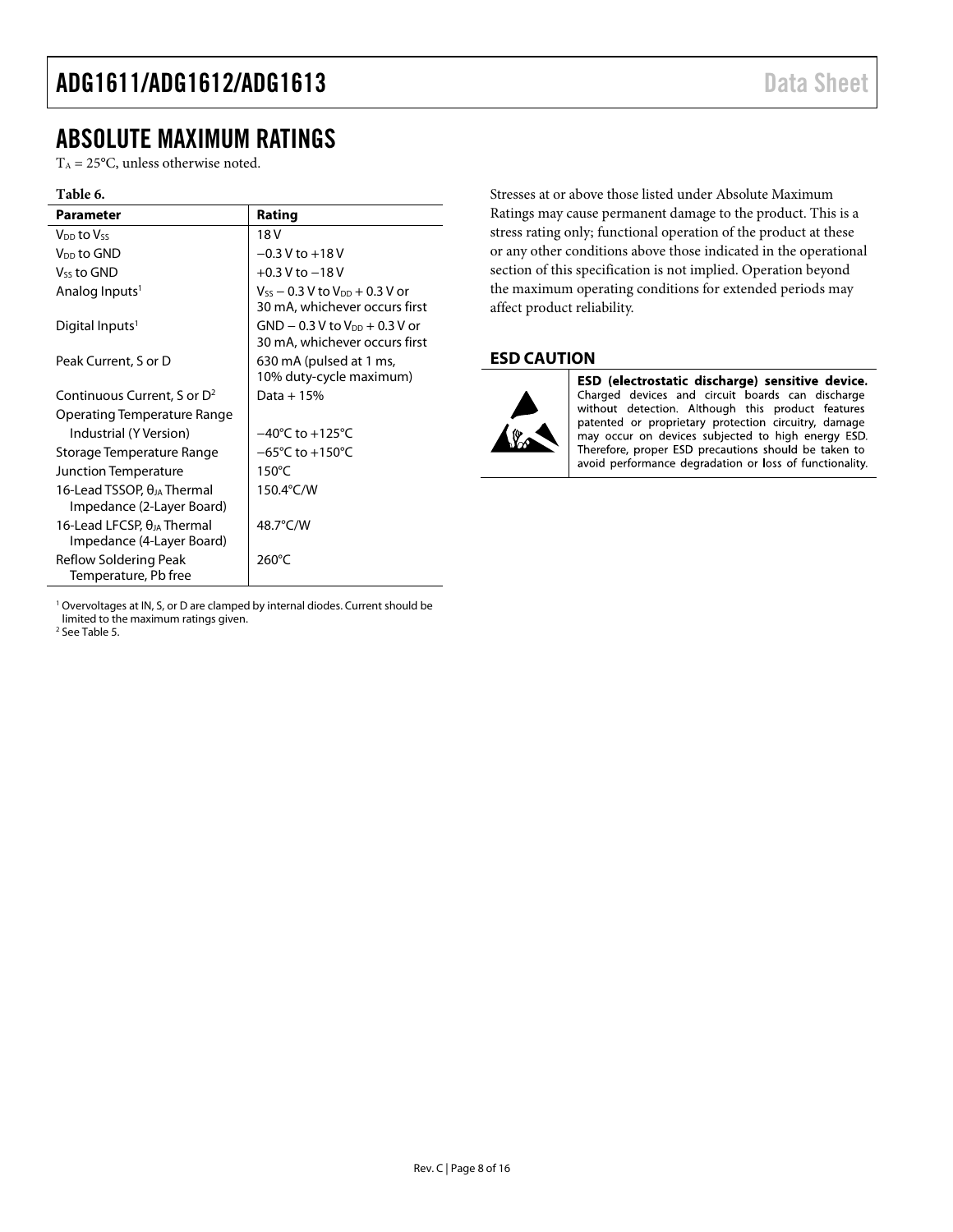# ABSOLUTE MAXIMUM RATINGS

$T_A$ = 25°C, unless otherwise noted.

**Table 6.**

| Parameter | Rating |
|---|---|
| $V_{DD}$ to $V_{SS}$ | 18 V |
| $V_{DD}$ to GND | −0.3 V to +18 V |
| $V_{SS}$ to GND | +0.3 V to −18 V |
| Analog Inputs[1] | $V_{SS}$ − 0.3 V to $V_{DD}$ + 0.3 V or 30 mA, whichever occurs first |
| Digital Inputs[1] | GND − 0.3 V to $V_{DD}$ + 0.3 V or 30 mA, whichever occurs first |
| Peak Current, S or D | 630 mA (pulsed at 1 ms, 10% duty-cycle maximum) |
| Continuous Current, S or D[2] | Data + 15% |
| Operating Temperature Range | |
| Industrial (Y Version) | −40°C to +125°C |
| Storage Temperature Range | −65°C to +150°C |
| Junction Temperature | 150°C |
| 16-Lead TSSOP, $\theta_{JA}$ Thermal Impedance (2-Layer Board) | 150.4°C/W |
| 16-Lead LFCSP, $\theta_{JA}$ Thermal Impedance (4-Layer Board) | 48.7°C/W |
| Reflow Soldering Peak Temperature, Pb free | 260°C |

[1] Overvoltages at IN, S, or D are clamped by internal diodes. Current should be limited to the maximum ratings given.
[2] See Table 5.

Stresses at or above those listed under Absolute Maximum Ratings may cause permanent damage to the product. This is a stress rating only; functional operation of the product at these or any other conditions above those indicated in the operational section of this specification is not implied. Operation beyond the maximum operating conditions for extended periods may affect product reliability.

## ESD CAUTION

**ESD (electrostatic discharge) sensitive device.** Charged devices and circuit boards can discharge without detection. Although this product features patented or proprietary protection circuitry, damage may occur on devices subjected to high energy ESD. Therefore, proper ESD precautions should be taken to avoid performance degradation or loss of functionality.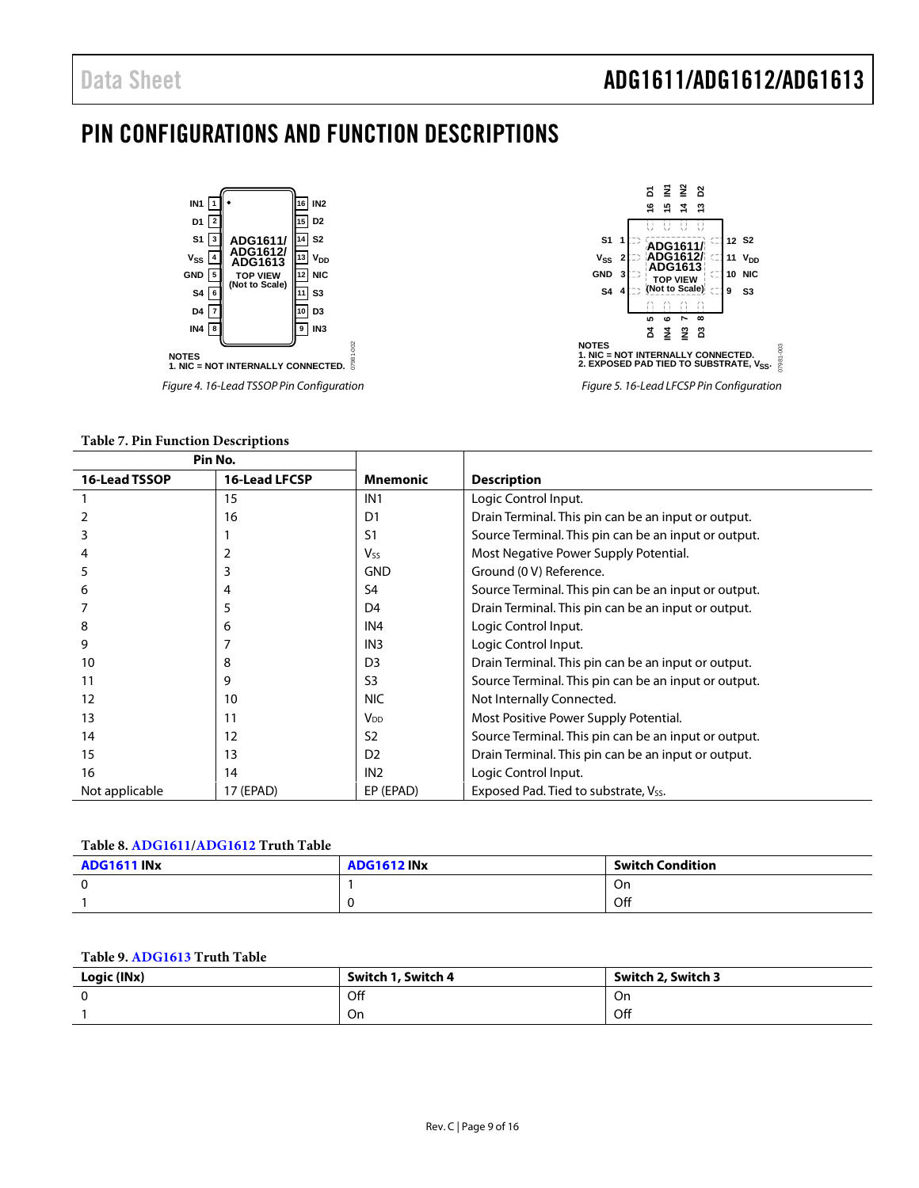# PIN CONFIGURATIONS AND FUNCTION DESCRIPTIONS

NOTES
1. NIC = NOT INTERNALLY CONNECTED.

*Figure 4. 16-Lead TSSOP Pin Configuration*

NOTES
1. NIC = NOT INTERNALLY CONNECTED.
2. EXPOSED PAD TIED TO SUBSTRATE, $V_{SS}$.

*Figure 5. 16-Lead LFCSP Pin Configuration*

**Table 7. Pin Function Descriptions**

| Pin No. | | Mnemonic | Description |
|---|---|---|---|
| **16-Lead TSSOP** | **16-Lead LFCSP** | | |
| 1 | 15 | IN1 | Logic Control Input. |
| 2 | 16 | D1 | Drain Terminal. This pin can be an input or output. |
| 3 | 1 | S1 | Source Terminal. This pin can be an input or output. |
| 4 | 2 | $V_{SS}$ | Most Negative Power Supply Potential. |
| 5 | 3 | GND | Ground (0 V) Reference. |
| 6 | 4 | S4 | Source Terminal. This pin can be an input or output. |
| 7 | 5 | D4 | Drain Terminal. This pin can be an input or output. |
| 8 | 6 | IN4 | Logic Control Input. |
| 9 | 7 | IN3 | Logic Control Input. |
| 10 | 8 | D3 | Drain Terminal. This pin can be an input or output. |
| 11 | 9 | S3 | Source Terminal. This pin can be an input or output. |
| 12 | 10 | NIC | Not Internally Connected. |
| 13 | 11 | $V_{DD}$ | Most Positive Power Supply Potential. |
| 14 | 12 | S2 | Source Terminal. This pin can be an input or output. |
| 15 | 13 | D2 | Drain Terminal. This pin can be an input or output. |
| 16 | 14 | IN2 | Logic Control Input. |
| Not applicable | 17 (EPAD) | EP (EPAD) | Exposed Pad. Tied to substrate, $V_{SS}$. |

**Table 8. ADG1611/ADG1612 Truth Table**

| ADG1611 INx | ADG1612 INx | Switch Condition |
|---|---|---|
| 0 | 1 | On |
| 1 | 0 | Off |

**Table 9. ADG1613 Truth Table**

| Logic (INx) | Switch 1, Switch 4 | Switch 2, Switch 3 |
|---|---|---|
| 0 | Off | On |
| 1 | On | Off |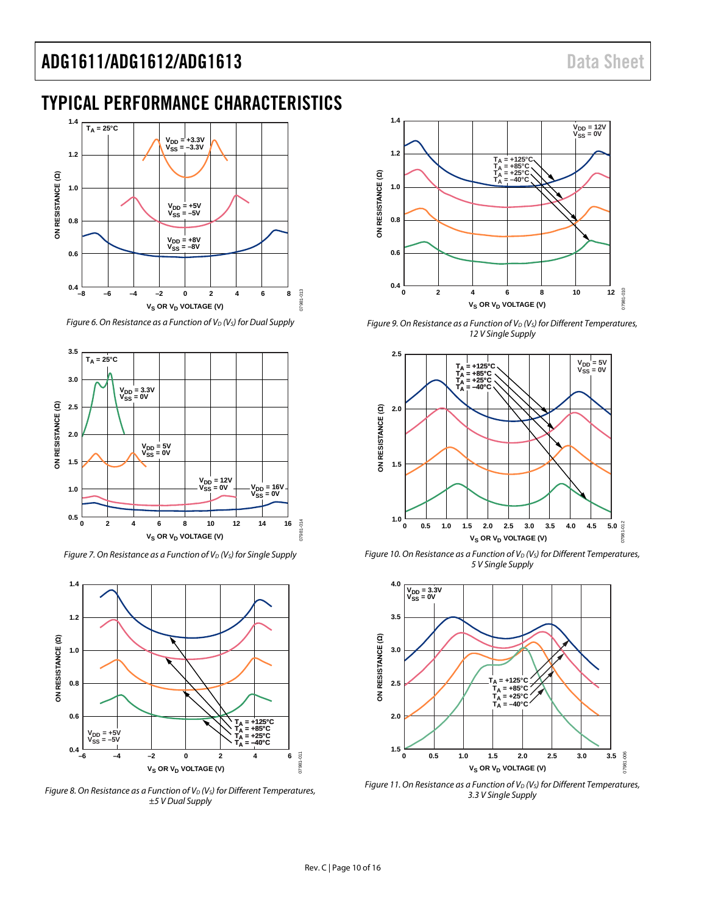## TYPICAL PERFORMANCE CHARACTERISTICS

Figure 6. On Resistance as a Function of $V_D$ ($V_S$) for Dual Supply

Figure 7. On Resistance as a Function of $V_D$ ($V_S$) for Single Supply

Figure 8. On Resistance as a Function of $V_D$ ($V_S$) for Different Temperatures, ±5 V Dual Supply

Figure 9. On Resistance as a Function of $V_D$ ($V_S$) for Different Temperatures, 12 V Single Supply

Figure 10. On Resistance as a Function of $V_D$ ($V_S$) for Different Temperatures, 5 V Single Supply

Figure 11. On Resistance as a Function of $V_D$ ($V_S$) for Different Temperatures, 3.3 V Single Supply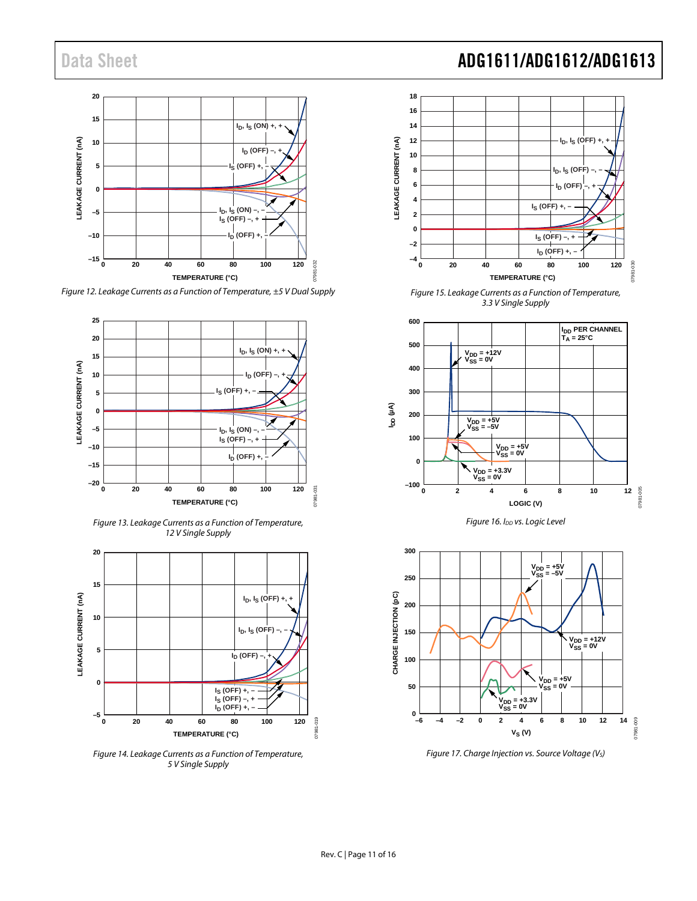Figure 12. Leakage Currents as a Function of Temperature, ±5 V Dual Supply

Figure 13. Leakage Currents as a Function of Temperature, 12 V Single Supply

Figure 14. Leakage Currents as a Function of Temperature, 5 V Single Supply

Figure 15. Leakage Currents as a Function of Temperature, 3.3 V Single Supply

Figure 16. $I_{DD}$ vs. Logic Level

Figure 17. Charge Injection vs. Source Voltage ($V_S$)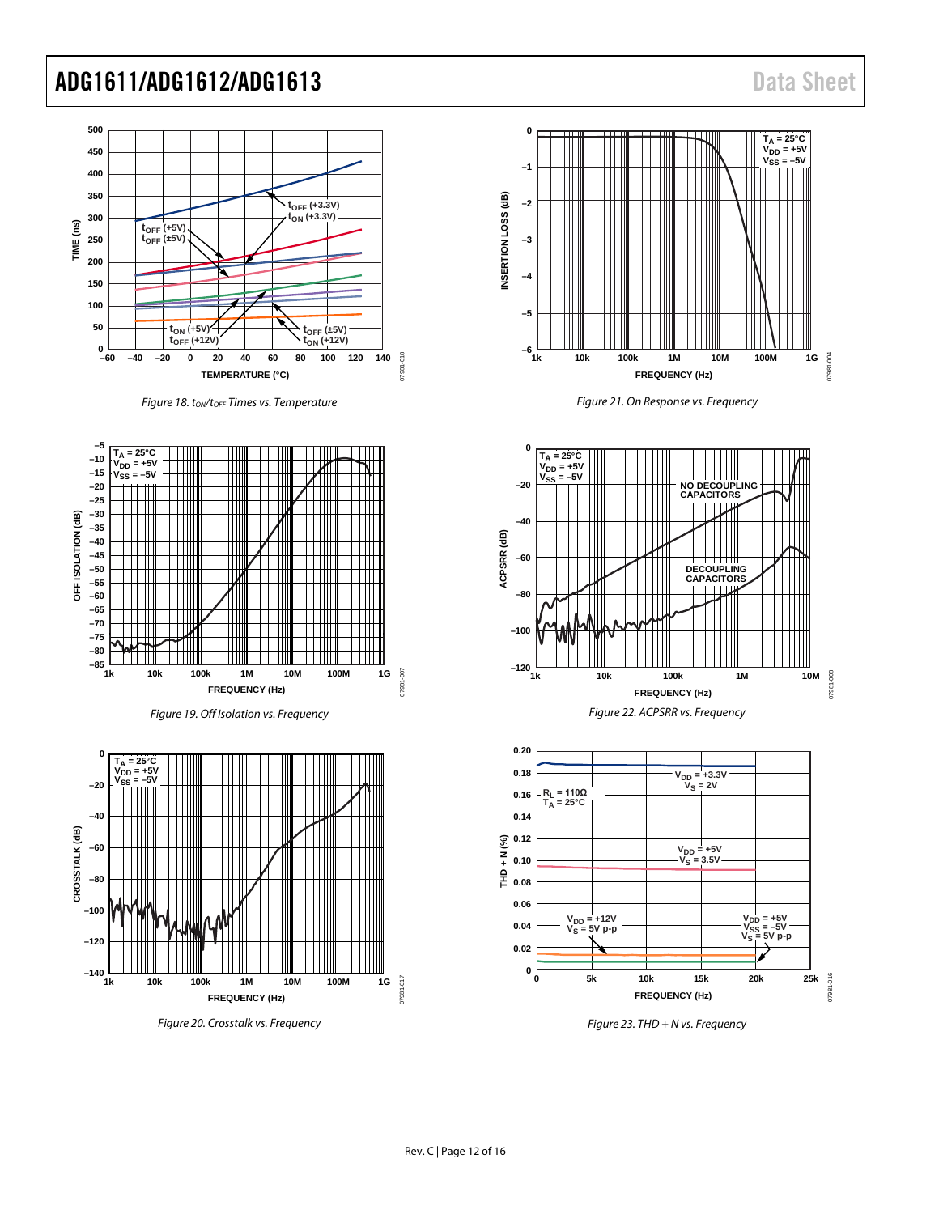Figure 18. $t_{ON}$/$t_{OFF}$ Times vs. Temperature

Figure 19. Off Isolation vs. Frequency

Figure 20. Crosstalk vs. Frequency

Figure 21. On Response vs. Frequency

Figure 22. ACPSRR vs. Frequency

Figure 23. THD + N vs. Frequency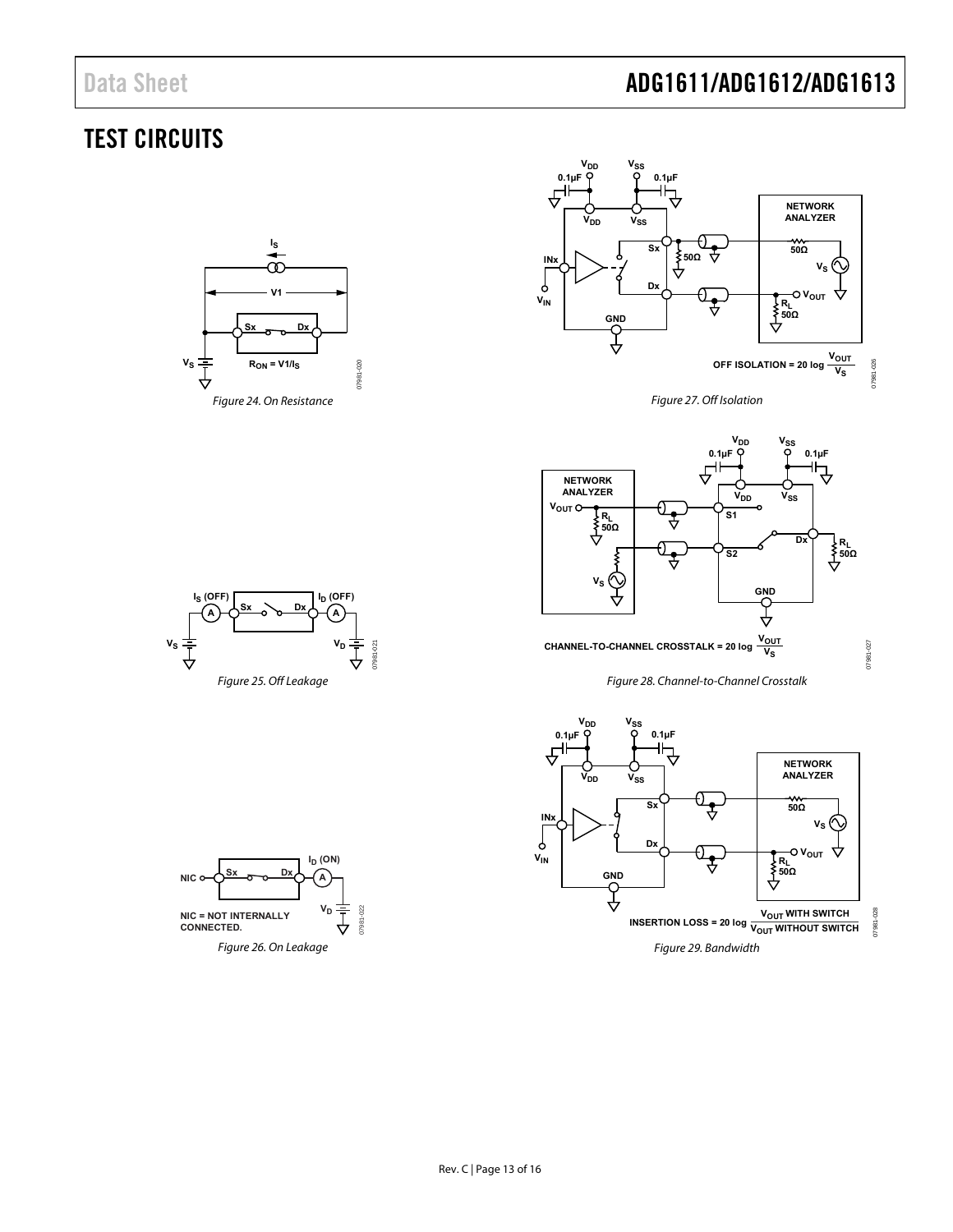# TEST CIRCUITS

Figure 24. On Resistance

Figure 25. Off Leakage

Figure 26. On Leakage

Figure 27. Off Isolation

Figure 28. Channel-to-Channel Crosstalk

Figure 29. Bandwidth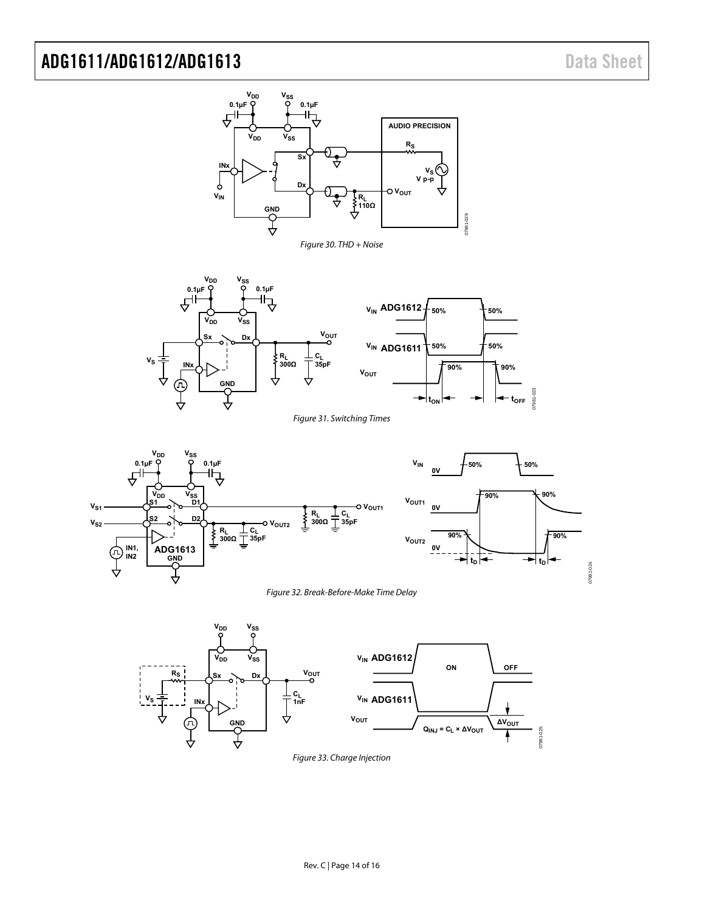Figure 30. THD + Noise

Figure 31. Switching Times

Figure 32. Break-Before-Make Time Delay

Figure 33. Charge Injection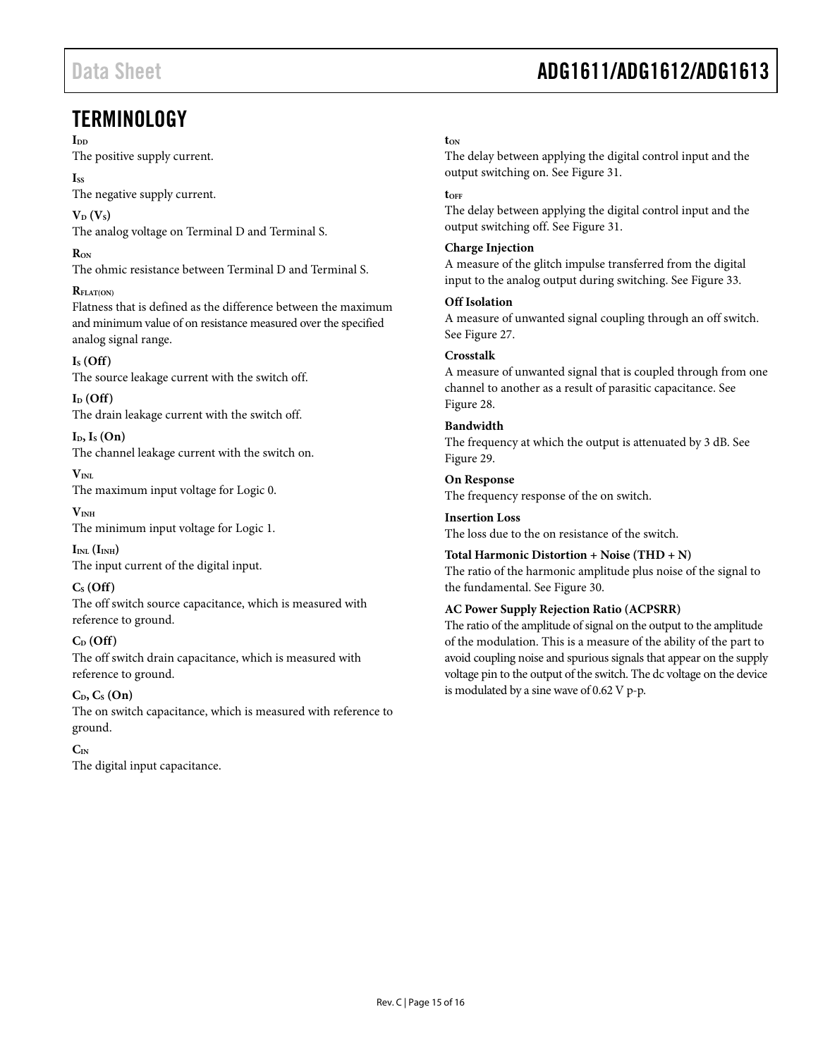# TERMINOLOGY

**$I_{DD}$**
The positive supply current.

**$I_{SS}$**
The negative supply current.

**$V_D$ ($V_S$)**
The analog voltage on Terminal D and Terminal S.

**$R_{ON}$**
The ohmic resistance between Terminal D and Terminal S.

**$R_{FLAT(ON)}$**
Flatness that is defined as the difference between the maximum and minimum value of on resistance measured over the specified analog signal range.

**$I_S$ (Off)**
The source leakage current with the switch off.

**$I_D$ (Off)**
The drain leakage current with the switch off.

**$I_D$, $I_S$ (On)**
The channel leakage current with the switch on.

**$V_{INL}$**
The maximum input voltage for Logic 0.

**$V_{INH}$**
The minimum input voltage for Logic 1.

**$I_{INL}$ ($I_{INH}$)**
The input current of the digital input.

**$C_S$ (Off)**
The off switch source capacitance, which is measured with reference to ground.

**$C_D$ (Off)**
The off switch drain capacitance, which is measured with reference to ground.

**$C_D$, $C_S$ (On)**
The on switch capacitance, which is measured with reference to ground.

**$C_{IN}$**
The digital input capacitance.

**$t_{ON}$**
The delay between applying the digital control input and the output switching on. See Figure 31.

**$t_{OFF}$**
The delay between applying the digital control input and the output switching off. See Figure 31.

**Charge Injection**
A measure of the glitch impulse transferred from the digital input to the analog output during switching. See Figure 33.

**Off Isolation**
A measure of unwanted signal coupling through an off switch. See Figure 27.

**Crosstalk**
A measure of unwanted signal that is coupled through from one channel to another as a result of parasitic capacitance. See Figure 28.

**Bandwidth**
The frequency at which the output is attenuated by 3 dB. See Figure 29.

**On Response**
The frequency response of the on switch.

**Insertion Loss**
The loss due to the on resistance of the switch.

**Total Harmonic Distortion + Noise (THD + N)**
The ratio of the harmonic amplitude plus noise of the signal to the fundamental. See Figure 30.

**AC Power Supply Rejection Ratio (ACPSRR)**
The ratio of the amplitude of signal on the output to the amplitude of the modulation. This is a measure of the ability of the part to avoid coupling noise and spurious signals that appear on the supply voltage pin to the output of the switch. The dc voltage on the device is modulated by a sine wave of 0.62 V p-p.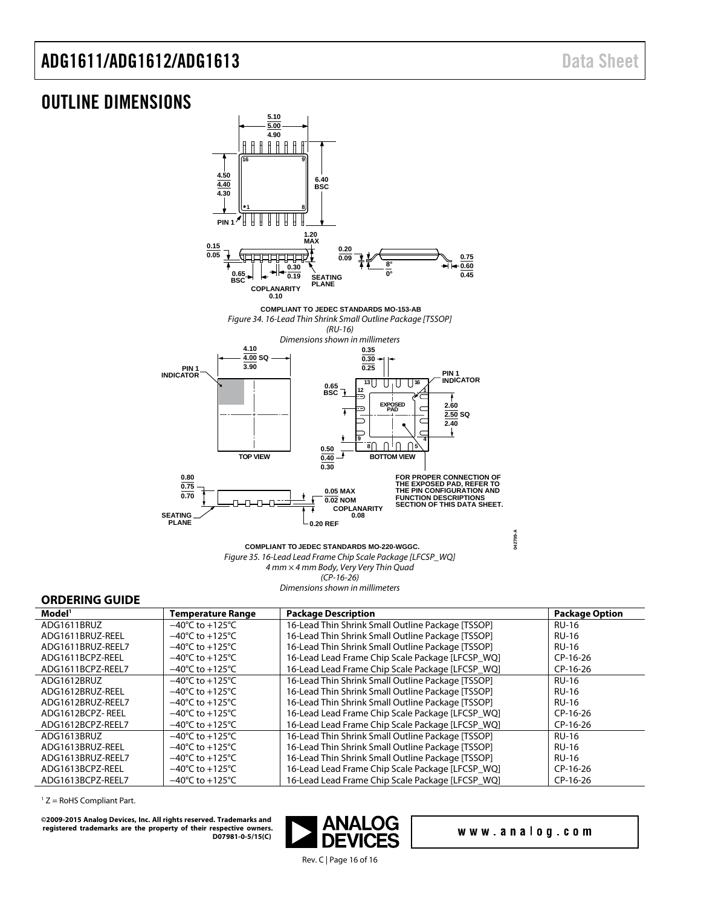# OUTLINE DIMENSIONS

5.10
5.00
4.90

16
9
1
8

4.50
4.40
4.30

6.40
BSC

PIN 1

1.20
MAX

0.15
0.05

0.65
BSC

0.30
0.19

SEATING
PLANE

COPLANARITY
0.10

0.20
0.09

8°
0°

0.75
0.60
0.45

COMPLIANT TO JEDEC STANDARDS MO-153-AB

*Figure 34. 16-Lead Thin Shrink Small Outline Package [TSSOP]*
*(RU-16)*
*Dimensions shown in millimeters*

4.10
4.00 SQ
3.90

PIN 1
INDICATOR

TOP VIEW

0.35
0.30
0.25

0.65
BSC

13
16
12
1
9
4
8
5

EXPOSED
PAD

PIN 1
INDICATOR

2.60
2.50 SQ
2.40

0.50
0.40
0.30

BOTTOM VIEW

0.80
0.75
0.70

0.05 MAX
0.02 NOM

COPLANARITY
0.08

SEATING
PLANE

0.20 REF

FOR PROPER CONNECTION OF THE EXPOSED PAD, REFER TO THE PIN CONFIGURATION AND FUNCTION DESCRIPTIONS SECTION OF THIS DATA SHEET.

042709-A

COMPLIANT TO JEDEC STANDARDS MO-220-WGGC.

*Figure 35. 16-Lead Lead Frame Chip Scale Package [LFCSP_WQ]*
*4 mm × 4 mm Body, Very Very Thin Quad*
*(CP-16-26)*
*Dimensions shown in millimeters*

## ORDERING GUIDE

| Model[1] | Temperature Range | Package Description | Package Option |
|---|---|---|---|
| ADG1611BRUZ | −40°C to +125°C | 16-Lead Thin Shrink Small Outline Package [TSSOP] | RU-16 |
| ADG1611BRUZ-REEL | −40°C to +125°C | 16-Lead Thin Shrink Small Outline Package [TSSOP] | RU-16 |
| ADG1611BRUZ-REEL7 | −40°C to +125°C | 16-Lead Thin Shrink Small Outline Package [TSSOP] | RU-16 |
| ADG1611BCPZ-REEL | −40°C to +125°C | 16-Lead Lead Frame Chip Scale Package [LFCSP_WQ] | CP-16-26 |
| ADG1611BCPZ-REEL7 | −40°C to +125°C | 16-Lead Lead Frame Chip Scale Package [LFCSP_WQ] | CP-16-26 |
| ADG1612BRUZ | −40°C to +125°C | 16-Lead Thin Shrink Small Outline Package [TSSOP] | RU-16 |
| ADG1612BRUZ-REEL | −40°C to +125°C | 16-Lead Thin Shrink Small Outline Package [TSSOP] | RU-16 |
| ADG1612BRUZ-REEL7 | −40°C to +125°C | 16-Lead Thin Shrink Small Outline Package [TSSOP] | RU-16 |
| ADG1612BCPZ- REEL | −40°C to +125°C | 16-Lead Lead Frame Chip Scale Package [LFCSP_WQ] | CP-16-26 |
| ADG1612BCPZ-REEL7 | −40°C to +125°C | 16-Lead Lead Frame Chip Scale Package [LFCSP_WQ] | CP-16-26 |
| ADG1613BRUZ | −40°C to +125°C | 16-Lead Thin Shrink Small Outline Package [TSSOP] | RU-16 |
| ADG1613BRUZ-REEL | −40°C to +125°C | 16-Lead Thin Shrink Small Outline Package [TSSOP] | RU-16 |
| ADG1613BRUZ-REEL7 | −40°C to +125°C | 16-Lead Thin Shrink Small Outline Package [TSSOP] | RU-16 |
| ADG1613BCPZ-REEL | −40°C to +125°C | 16-Lead Lead Frame Chip Scale Package [LFCSP_WQ] | CP-16-26 |
| ADG1613BCPZ-REEL7 | −40°C to +125°C | 16-Lead Lead Frame Chip Scale Package [LFCSP_WQ] | CP-16-26 |

[1] Z = RoHS Compliant Part.

**©2009-2015 Analog Devices, Inc. All rights reserved. Trademarks and registered trademarks are the property of their respective owners. D07981-0-5/15(C)**